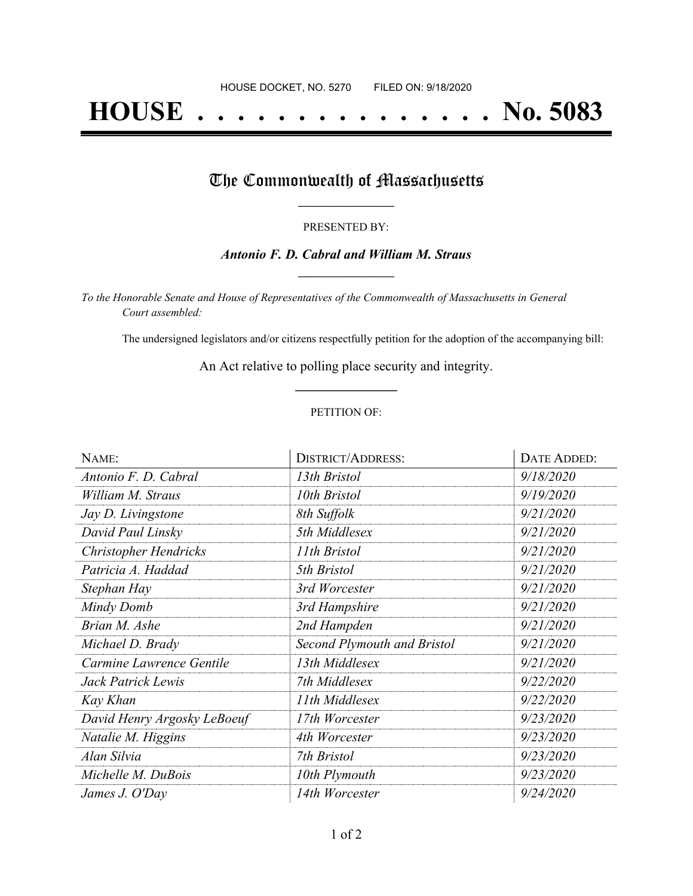HOUSE DOCKET, NO. 5270        FILED ON: 9/18/2020

# HOUSE . . . . . . . . . . . . . . . No. 5083

## The Commonwealth of Massachusetts

PRESENTED BY:

***Antonio F. D. Cabral and William M. Straus***

*To the Honorable Senate and House of Representatives of the Commonwealth of Massachusetts in General Court assembled:*

The undersigned legislators and/or citizens respectfully petition for the adoption of the accompanying bill:

An Act relative to polling place security and integrity.

PETITION OF:

| NAME: | DISTRICT/ADDRESS: | DATE ADDED: |
|---|---|---|
| *Antonio F. D. Cabral* | *13th Bristol* | *9/18/2020* |
| *William M. Straus* | *10th Bristol* | *9/19/2020* |
| *Jay D. Livingstone* | *8th Suffolk* | *9/21/2020* |
| *David Paul Linsky* | *5th Middlesex* | *9/21/2020* |
| *Christopher Hendricks* | *11th Bristol* | *9/21/2020* |
| *Patricia A. Haddad* | *5th Bristol* | *9/21/2020* |
| *Stephan Hay* | *3rd Worcester* | *9/21/2020* |
| *Mindy Domb* | *3rd Hampshire* | *9/21/2020* |
| *Brian M. Ashe* | *2nd Hampden* | *9/21/2020* |
| *Michael D. Brady* | *Second Plymouth and Bristol* | *9/21/2020* |
| *Carmine Lawrence Gentile* | *13th Middlesex* | *9/21/2020* |
| *Jack Patrick Lewis* | *7th Middlesex* | *9/22/2020* |
| *Kay Khan* | *11th Middlesex* | *9/22/2020* |
| *David Henry Argosky LeBoeuf* | *17th Worcester* | *9/23/2020* |
| *Natalie M. Higgins* | *4th Worcester* | *9/23/2020* |
| *Alan Silvia* | *7th Bristol* | *9/23/2020* |
| *Michelle M. DuBois* | *10th Plymouth* | *9/23/2020* |
| *James J. O'Day* | *14th Worcester* | *9/24/2020* |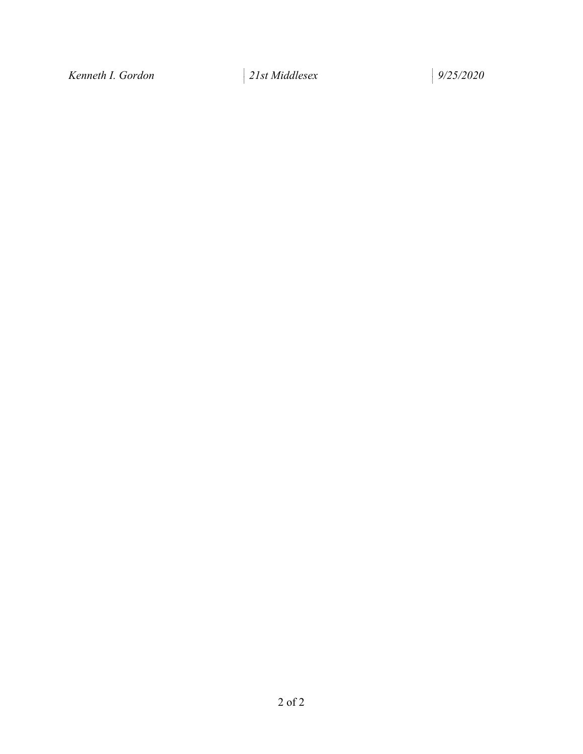| *Kenneth I. Gordon* | *21st Middlesex* | *9/25/2020* |
|---|---|---|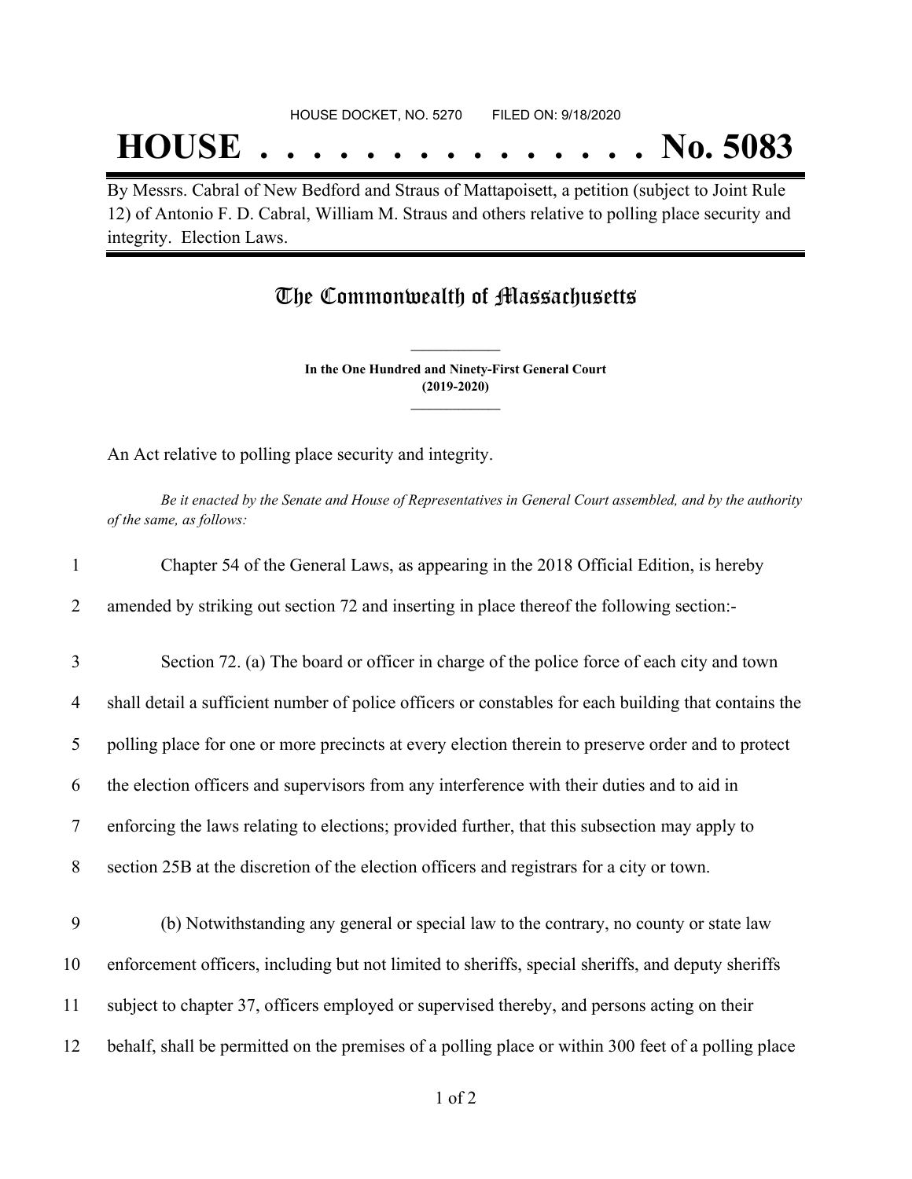HOUSE DOCKET, NO. 5270 FILED ON: 9/18/2020

# HOUSE . . . . . . . . . . . . . . . No. 5083

By Messrs. Cabral of New Bedford and Straus of Mattapoisett, a petition (subject to Joint Rule 12) of Antonio F. D. Cabral, William M. Straus and others relative to polling place security and integrity. Election Laws.

## The Commonwealth of Massachusetts

**In the One Hundred and Ninety-First General Court**
**(2019-2020)**

An Act relative to polling place security and integrity.

*Be it enacted by the Senate and House of Representatives in General Court assembled, and by the authority of the same, as follows:*

1 Chapter 54 of the General Laws, as appearing in the 2018 Official Edition, is hereby
2 amended by striking out section 72 and inserting in place thereof the following section:-

3 Section 72. (a) The board or officer in charge of the police force of each city and town
4 shall detail a sufficient number of police officers or constables for each building that contains the
5 polling place for one or more precincts at every election therein to preserve order and to protect
6 the election officers and supervisors from any interference with their duties and to aid in
7 enforcing the laws relating to elections; provided further, that this subsection may apply to
8 section 25B at the discretion of the election officers and registrars for a city or town.

9 (b) Notwithstanding any general or special law to the contrary, no county or state law
10 enforcement officers, including but not limited to sheriffs, special sheriffs, and deputy sheriffs
11 subject to chapter 37, officers employed or supervised thereby, and persons acting on their
12 behalf, shall be permitted on the premises of a polling place or within 300 feet of a polling place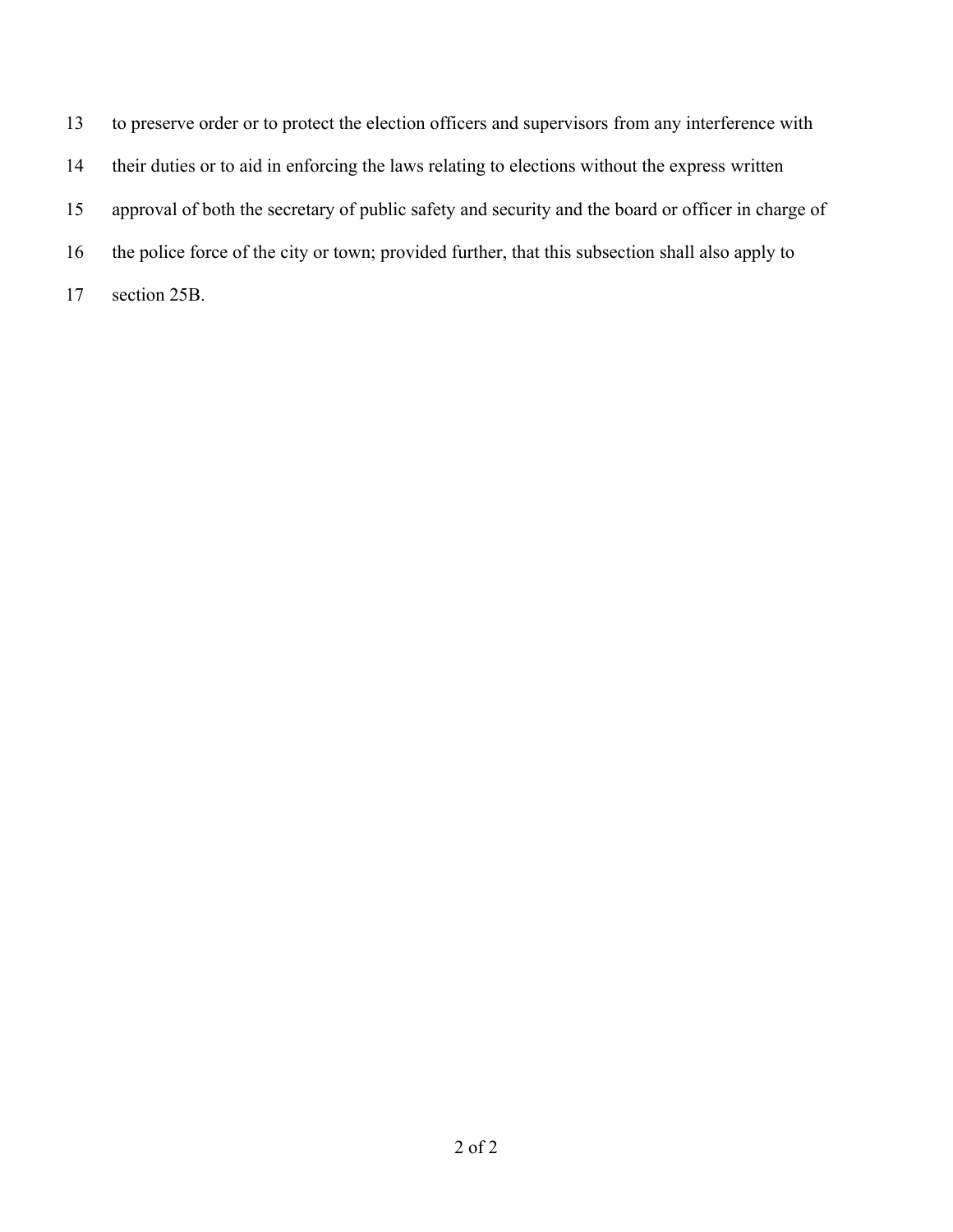to preserve order or to protect the election officers and supervisors from any interference with their duties or to aid in enforcing the laws relating to elections without the express written approval of both the secretary of public safety and security and the board or officer in charge of the police force of the city or town; provided further, that this subsection shall also apply to section 25B.